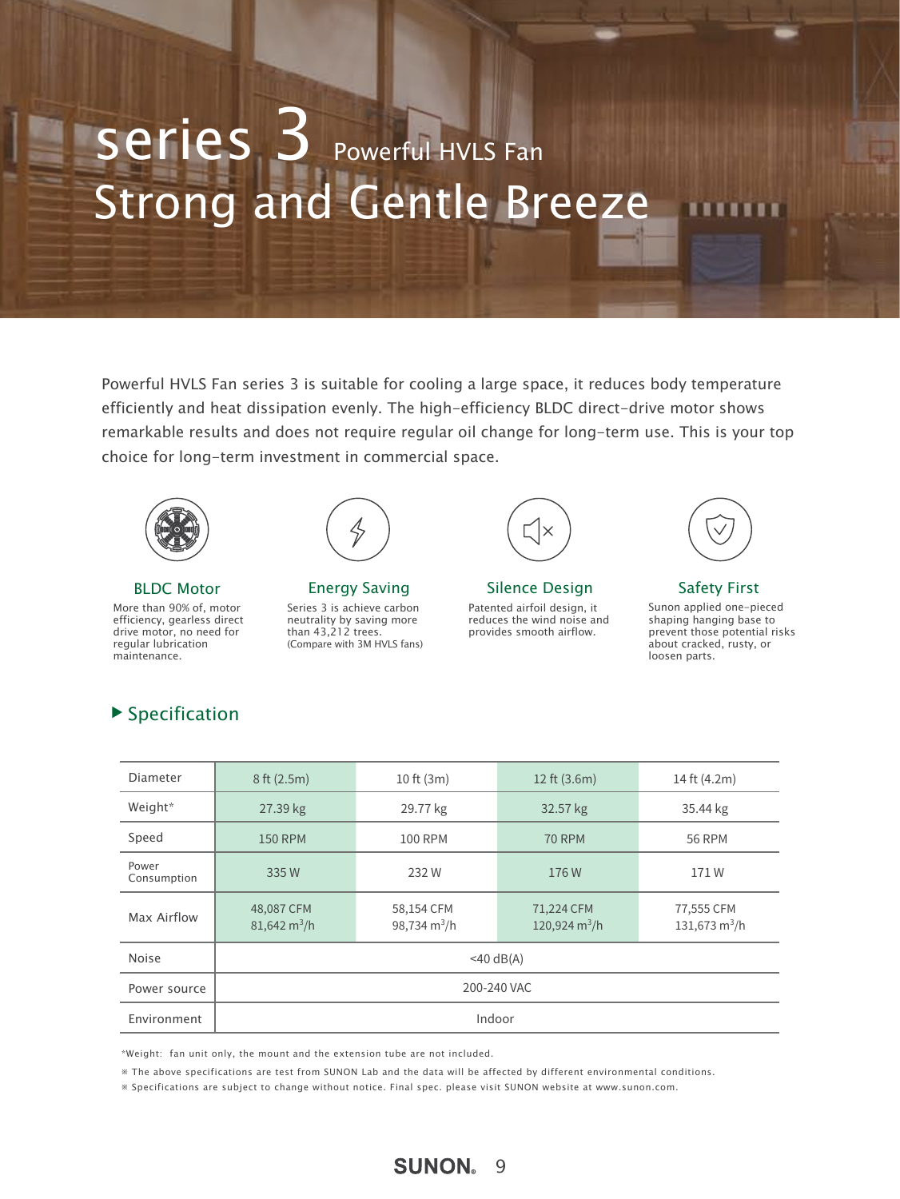# series 3 Powerful HVLS Fan

# Strong and Gentle Breeze

Powerful HVLS Fan series 3 is suitable for cooling a large space, it reduces body temperature efficiently and heat dissipation evenly. The high-efficiency BLDC direct-drive motor shows remarkable results and does not require regular oil change for long-term use. This is your top choice for long-term investment in commercial space.

### BLDC Motor

More than 90% of, motor efficiency, gearless direct drive motor, no need for regular lubrication maintenance.

### Energy Saving

Series 3 is achieve carbon neutrality by saving more than 43,212 trees. (Compare with 3M HVLS fans)

### Silence Design

Patented airfoil design, it reduces the wind noise and provides smooth airflow.

### Safety First

Sunon applied one-pieced shaping hanging base to prevent those potential risks about cracked, rusty, or loosen parts.

## ▶ Specification

| Diameter | 8 ft (2.5m) | 10 ft (3m) | 12 ft (3.6m) | 14 ft (4.2m) |
|---|---|---|---|---|
| Weight* | 27.39 kg | 29.77 kg | 32.57 kg | 35.44 kg |
| Speed | 150 RPM | 100 RPM | 70 RPM | 56 RPM |
| Power Consumption | 335 W | 232 W | 176 W | 171 W |
| Max Airflow | 48,087 CFM 81,642 $m^3$/h | 58,154 CFM 98,734 $m^3$/h | 71,224 CFM 120,924 $m^3$/h | 77,555 CFM 131,673 $m^3$/h |
| Noise | <40 dB(A) | | | |
| Power source | 200-240 VAC | | | |
| Environment | Indoor | | | |

*Weight: fan unit only, the mount and the extension tube are not included.

※ The above specifications are test from SUNON Lab and the data will be affected by different environmental conditions.

※ Specifications are subject to change without notice. Final spec. please visit SUNON website at www.sunon.com.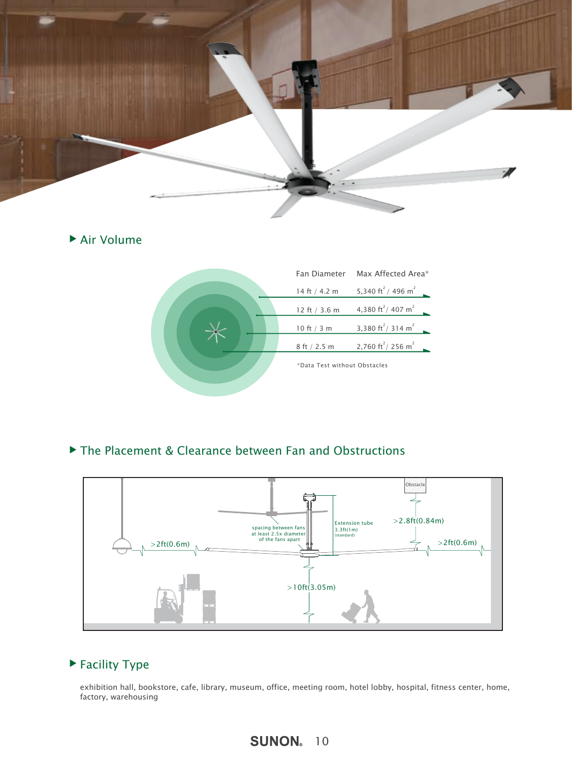## Air Volume

| Fan Diameter | Max Affected Area* |
|---|---|
| 14 ft / 4.2 m | 5,340 $ft^2$ / 496 $m^2$ |
| 12 ft / 3.6 m | 4,380 $ft^2$ / 407 $m^2$ |
| 10 ft / 3 m | 3,380 $ft^2$ / 314 $m^2$ |
| 8 ft / 2.5 m | 2,760 $ft^2$ / 256 $m^2$ |

*Data Test without Obstacles

## The Placement & Clearance between Fan and Obstructions

Obstacle

spacing between fans at least 2.5x diameter of the fans apart

Extension tube 3.3ft(1m) (standard)

>2.8ft(0.84m)

>2ft(0.6m)

>2ft(0.6m)

>10ft(3.05m)

## Facility Type

exhibition hall, bookstore, cafe, library, museum, office, meeting room, hotel lobby, hospital, fitness center, home, factory, warehousing